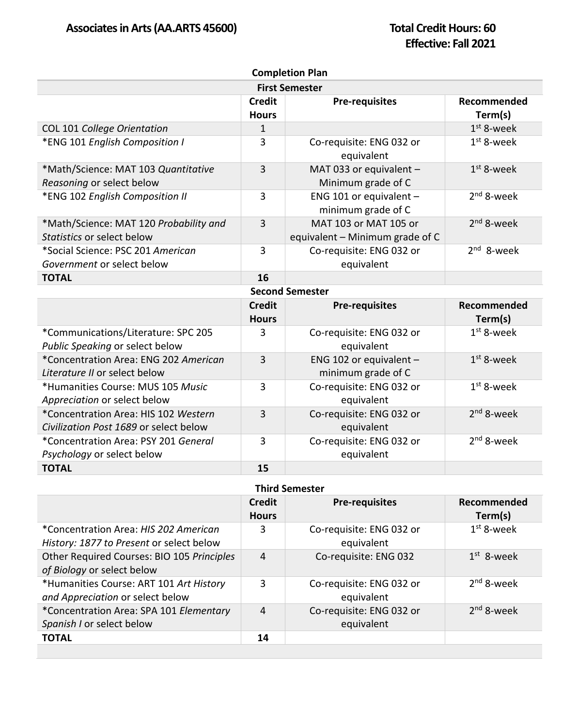# Associates in Arts (AA.ARTS 45600)

**Total Credit Hours: 60**
**Effective: Fall 2021**

## Completion Plan

### First Semester

| | Credit Hours | Pre-requisites | Recommended Term(s) |
|---|---|---|---|
| COL 101 *College Orientation* | 1 | | 1st 8-week |
| *ENG 101 *English Composition I* | 3 | Co-requisite: ENG 032 or equivalent | 1st 8-week |
| *Math/Science: MAT 103 *Quantitative Reasoning* or select below | 3 | MAT 033 or equivalent – Minimum grade of C | 1st 8-week |
| *ENG 102 *English Composition II* | 3 | ENG 101 or equivalent – minimum grade of C | 2nd 8-week |
| *Math/Science: MAT 120 *Probability and Statistics* or select below | 3 | MAT 103 or MAT 105 or equivalent – Minimum grade of C | 2nd 8-week |
| *Social Science: PSC 201 *American Government* or select below | 3 | Co-requisite: ENG 032 or equivalent | 2nd 8-week |
| **TOTAL** | **16** | | |

### Second Semester

| | Credit Hours | Pre-requisites | Recommended Term(s) |
|---|---|---|---|
| *Communications/Literature: SPC 205 *Public Speaking* or select below | 3 | Co-requisite: ENG 032 or equivalent | 1st 8-week |
| *Concentration Area: ENG 202 *American Literature II* or select below | 3 | ENG 102 or equivalent – minimum grade of C | 1st 8-week |
| *Humanities Course: MUS 105 *Music Appreciation* or select below | 3 | Co-requisite: ENG 032 or equivalent | 1st 8-week |
| *Concentration Area: HIS 102 *Western Civilization Post 1689* or select below | 3 | Co-requisite: ENG 032 or equivalent | 2nd 8-week |
| *Concentration Area: PSY 201 *General Psychology* or select below | 3 | Co-requisite: ENG 032 or equivalent | 2nd 8-week |
| **TOTAL** | **15** | | |

### Third Semester

| | Credit Hours | Pre-requisites | Recommended Term(s) |
|---|---|---|---|
| *Concentration Area: *HIS 202 American History: 1877 to Present* or select below | 3 | Co-requisite: ENG 032 or equivalent | 1st 8-week |
| Other Required Courses: BIO 105 *Principles of Biology* or select below | 4 | Co-requisite: ENG 032 | 1st 8-week |
| *Humanities Course: ART 101 *Art History and Appreciation* or select below | 3 | Co-requisite: ENG 032 or equivalent | 2nd 8-week |
| *Concentration Area: SPA 101 *Elementary Spanish I* or select below | 4 | Co-requisite: ENG 032 or equivalent | 2nd 8-week |
| **TOTAL** | **14** | | |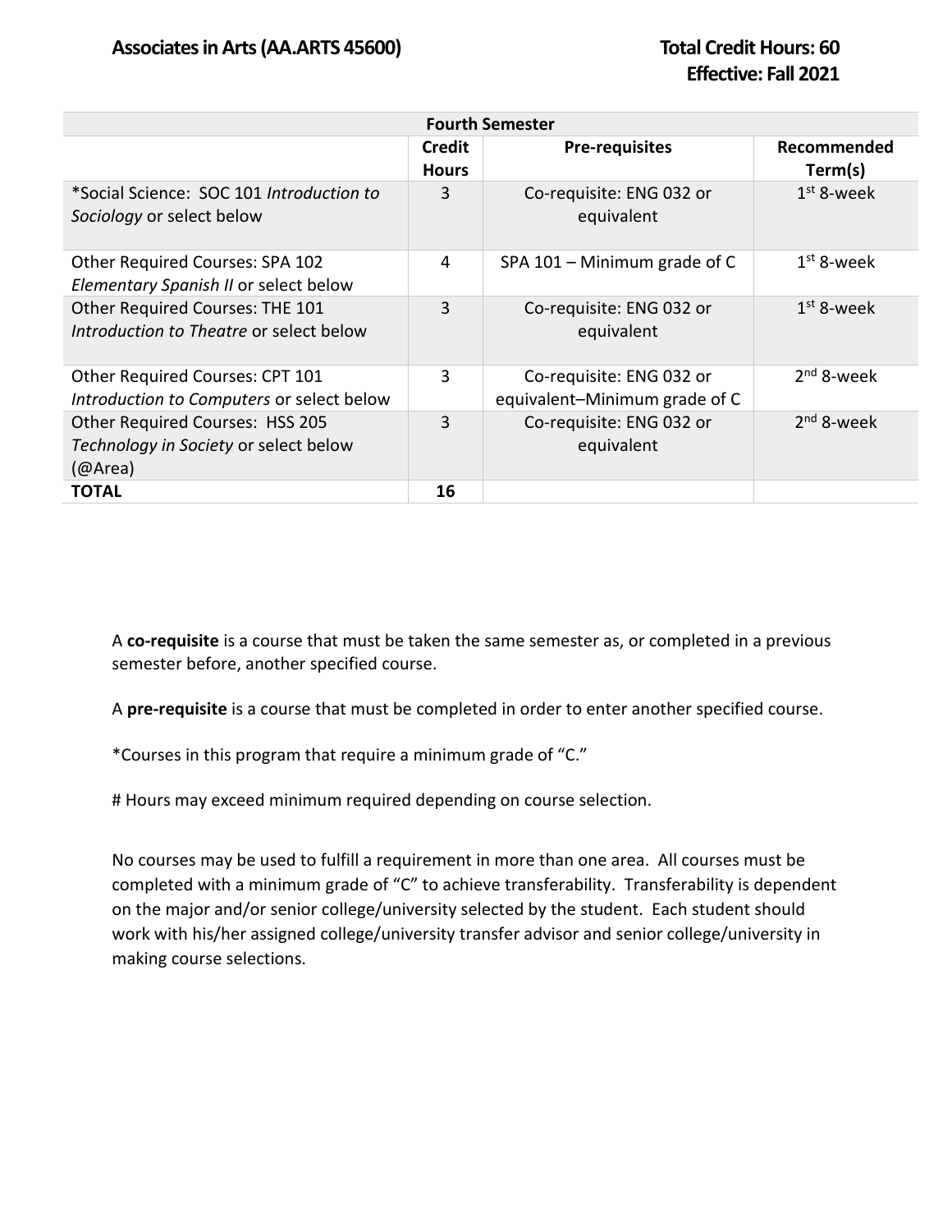# Associates in Arts (AA.ARTS 45600)

**Total Credit Hours: 60**
**Effective: Fall 2021**

| Fourth Semester | | | |
|---|---|---|---|
| | **Credit Hours** | **Pre-requisites** | **Recommended Term(s)** |
| *Social Science: SOC 101 *Introduction to Sociology* or select below | 3 | Co-requisite: ENG 032 or equivalent | 1st 8-week |
| Other Required Courses: SPA 102 *Elementary Spanish II* or select below | 4 | SPA 101 – Minimum grade of C | 1st 8-week |
| Other Required Courses: THE 101 *Introduction to Theatre* or select below | 3 | Co-requisite: ENG 032 or equivalent | 1st 8-week |
| Other Required Courses: CPT 101 *Introduction to Computers* or select below | 3 | Co-requisite: ENG 032 or equivalent–Minimum grade of C | 2nd 8-week |
| Other Required Courses: HSS 205 *Technology in Society* or select below (@Area) | 3 | Co-requisite: ENG 032 or equivalent | 2nd 8-week |
| **TOTAL** | **16** | | |

A **co-requisite** is a course that must be taken the same semester as, or completed in a previous semester before, another specified course.

A **pre-requisite** is a course that must be completed in order to enter another specified course.

*Courses in this program that require a minimum grade of "C."

# Hours may exceed minimum required depending on course selection.

No courses may be used to fulfill a requirement in more than one area. All courses must be completed with a minimum grade of "C" to achieve transferability. Transferability is dependent on the major and/or senior college/university selected by the student. Each student should work with his/her assigned college/university transfer advisor and senior college/university in making course selections.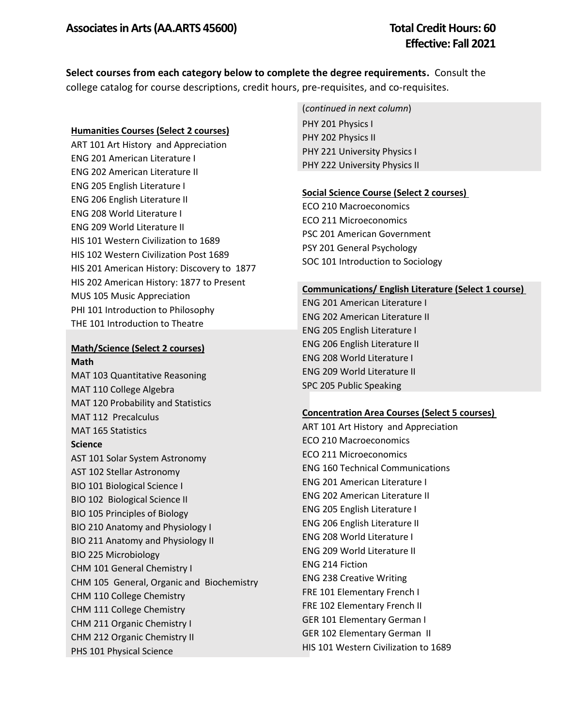# Associates in Arts (AA.ARTS 45600)

**Total Credit Hours: 60**
**Effective: Fall 2021**

**Select courses from each category below to complete the degree requirements.** Consult the college catalog for course descriptions, credit hours, pre-requisites, and co-requisites.

**Humanities Courses (Select 2 courses)**

ART 101 Art History and Appreciation
ENG 201 American Literature I
ENG 202 American Literature II
ENG 205 English Literature I
ENG 206 English Literature II
ENG 208 World Literature I
ENG 209 World Literature II
HIS 101 Western Civilization to 1689
HIS 102 Western Civilization Post 1689
HIS 201 American History: Discovery to 1877
HIS 202 American History: 1877 to Present
MUS 105 Music Appreciation
PHI 101 Introduction to Philosophy
THE 101 Introduction to Theatre

**Math/Science (Select 2 courses)**

**Math**

MAT 103 Quantitative Reasoning
MAT 110 College Algebra
MAT 120 Probability and Statistics
MAT 112 Precalculus
MAT 165 Statistics

**Science**

AST 101 Solar System Astronomy
AST 102 Stellar Astronomy
BIO 101 Biological Science I
BIO 102 Biological Science II
BIO 105 Principles of Biology
BIO 210 Anatomy and Physiology I
BIO 211 Anatomy and Physiology II
BIO 225 Microbiology
CHM 101 General Chemistry I
CHM 105 General, Organic and Biochemistry
CHM 110 College Chemistry
CHM 111 College Chemistry
CHM 211 Organic Chemistry I
CHM 212 Organic Chemistry II
PHS 101 Physical Science

(*continued in next column*)

PHY 201 Physics I
PHY 202 Physics II
PHY 221 University Physics I
PHY 222 University Physics II

**Social Science Course (Select 2 courses)**

ECO 210 Macroeconomics
ECO 211 Microeconomics
PSC 201 American Government
PSY 201 General Psychology
SOC 101 Introduction to Sociology

**Communications/ English Literature (Select 1 course)**

ENG 201 American Literature I
ENG 202 American Literature II
ENG 205 English Literature I
ENG 206 English Literature II
ENG 208 World Literature I
ENG 209 World Literature II
SPC 205 Public Speaking

**Concentration Area Courses (Select 5 courses)**

ART 101 Art History and Appreciation
ECO 210 Macroeconomics
ECO 211 Microeconomics
ENG 160 Technical Communications
ENG 201 American Literature I
ENG 202 American Literature II
ENG 205 English Literature I
ENG 206 English Literature II
ENG 208 World Literature I
ENG 209 World Literature II
ENG 214 Fiction
ENG 238 Creative Writing
FRE 101 Elementary French I
FRE 102 Elementary French II
GER 101 Elementary German I
GER 102 Elementary German II
HIS 101 Western Civilization to 1689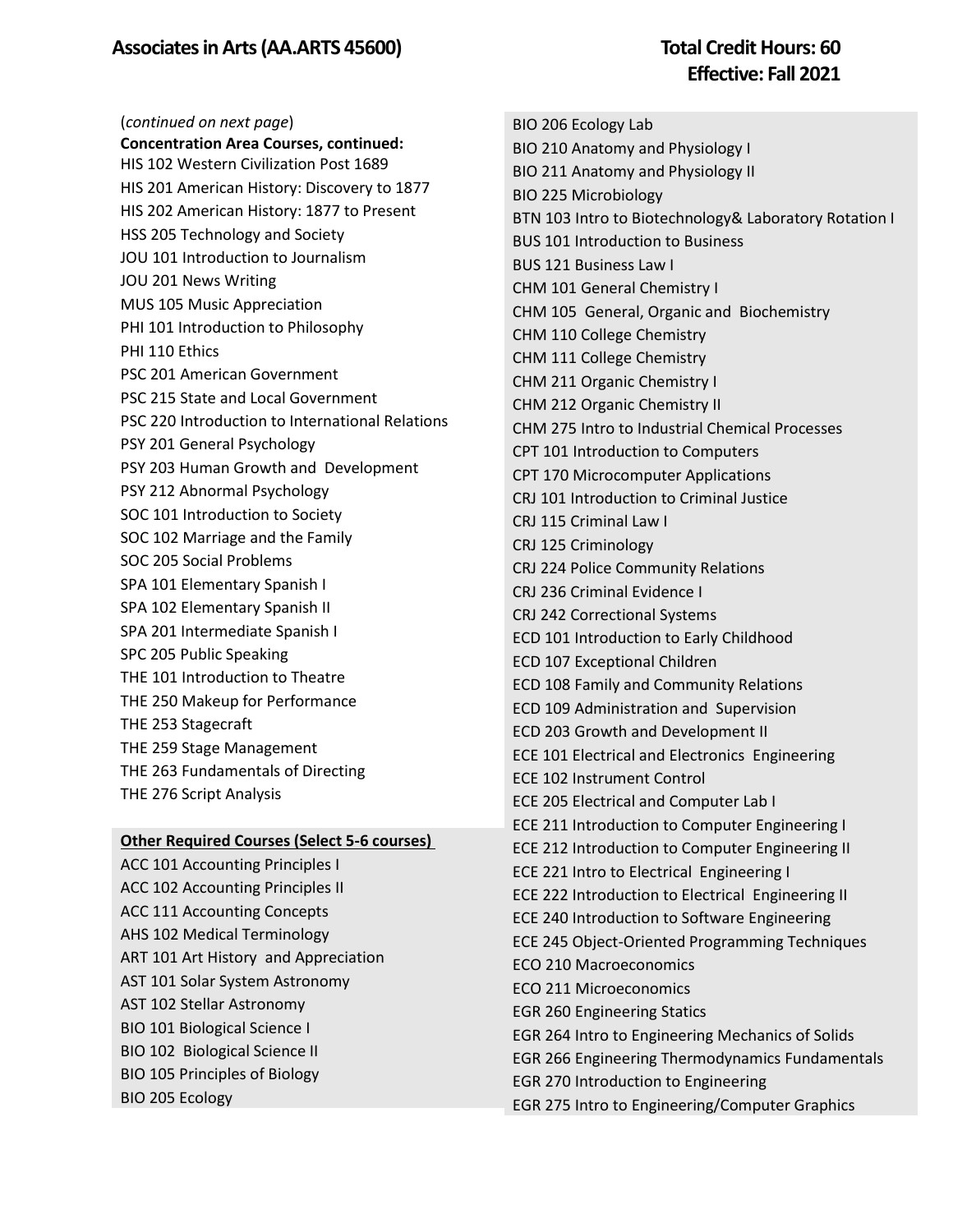# Associates in Arts (AA.ARTS 45600)

**Total Credit Hours: 60**
**Effective: Fall 2021**

(*continued on next page*)

**Concentration Area Courses, continued:**

HIS 102 Western Civilization Post 1689
HIS 201 American History: Discovery to 1877
HIS 202 American History: 1877 to Present
HSS 205 Technology and Society
JOU 101 Introduction to Journalism
JOU 201 News Writing
MUS 105 Music Appreciation
PHI 101 Introduction to Philosophy
PHI 110 Ethics
PSC 201 American Government
PSC 215 State and Local Government
PSC 220 Introduction to International Relations
PSY 201 General Psychology
PSY 203 Human Growth and Development
PSY 212 Abnormal Psychology
SOC 101 Introduction to Society
SOC 102 Marriage and the Family
SOC 205 Social Problems
SPA 101 Elementary Spanish I
SPA 102 Elementary Spanish II
SPA 201 Intermediate Spanish I
SPC 205 Public Speaking
THE 101 Introduction to Theatre
THE 250 Makeup for Performance
THE 253 Stagecraft
THE 259 Stage Management
THE 263 Fundamentals of Directing
THE 276 Script Analysis

**<u>Other Required Courses (Select 5-6 courses)</u>**

ACC 101 Accounting Principles I
ACC 102 Accounting Principles II
ACC 111 Accounting Concepts
AHS 102 Medical Terminology
ART 101 Art History and Appreciation
AST 101 Solar System Astronomy
AST 102 Stellar Astronomy
BIO 101 Biological Science I
BIO 102 Biological Science II
BIO 105 Principles of Biology
BIO 205 Ecology
BIO 206 Ecology Lab
BIO 210 Anatomy and Physiology I
BIO 211 Anatomy and Physiology II
BIO 225 Microbiology
BTN 103 Intro to Biotechnology& Laboratory Rotation I
BUS 101 Introduction to Business
BUS 121 Business Law I
CHM 101 General Chemistry I
CHM 105 General, Organic and Biochemistry
CHM 110 College Chemistry
CHM 111 College Chemistry
CHM 211 Organic Chemistry I
CHM 212 Organic Chemistry II
CHM 275 Intro to Industrial Chemical Processes
CPT 101 Introduction to Computers
CPT 170 Microcomputer Applications
CRJ 101 Introduction to Criminal Justice
CRJ 115 Criminal Law I
CRJ 125 Criminology
CRJ 224 Police Community Relations
CRJ 236 Criminal Evidence I
CRJ 242 Correctional Systems
ECD 101 Introduction to Early Childhood
ECD 107 Exceptional Children
ECD 108 Family and Community Relations
ECD 109 Administration and Supervision
ECD 203 Growth and Development II
ECE 101 Electrical and Electronics Engineering
ECE 102 Instrument Control
ECE 205 Electrical and Computer Lab I
ECE 211 Introduction to Computer Engineering I
ECE 212 Introduction to Computer Engineering II
ECE 221 Intro to Electrical Engineering I
ECE 222 Introduction to Electrical Engineering II
ECE 240 Introduction to Software Engineering
ECE 245 Object-Oriented Programming Techniques
ECO 210 Macroeconomics
ECO 211 Microeconomics
EGR 260 Engineering Statics
EGR 264 Intro to Engineering Mechanics of Solids
EGR 266 Engineering Thermodynamics Fundamentals
EGR 270 Introduction to Engineering
EGR 275 Intro to Engineering/Computer Graphics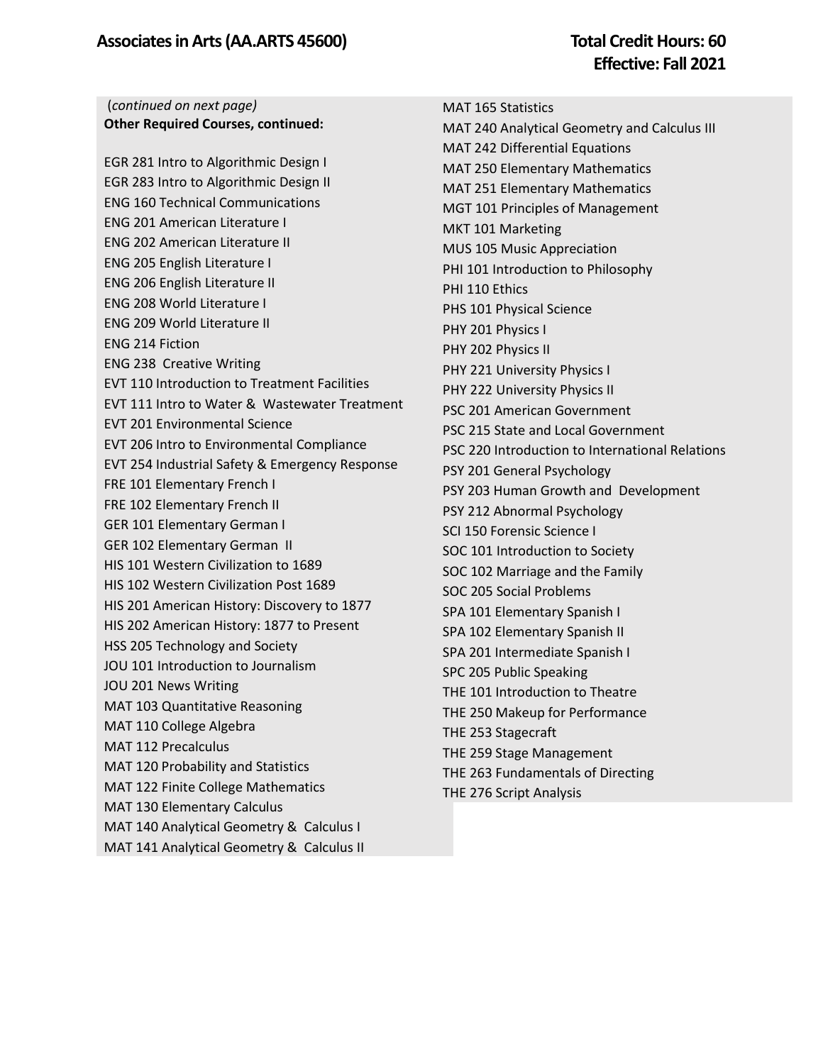# Associates in Arts (AA.ARTS 45600)

**Total Credit Hours: 60**
**Effective: Fall 2021**

(*continued on next page*)

**Other Required Courses, continued:**

EGR 281 Intro to Algorithmic Design I
EGR 283 Intro to Algorithmic Design II
ENG 160 Technical Communications
ENG 201 American Literature I
ENG 202 American Literature II
ENG 205 English Literature I
ENG 206 English Literature II
ENG 208 World Literature I
ENG 209 World Literature II
ENG 214 Fiction
ENG 238 Creative Writing
EVT 110 Introduction to Treatment Facilities
EVT 111 Intro to Water & Wastewater Treatment
EVT 201 Environmental Science
EVT 206 Intro to Environmental Compliance
EVT 254 Industrial Safety & Emergency Response
FRE 101 Elementary French I
FRE 102 Elementary French II
GER 101 Elementary German I
GER 102 Elementary German II
HIS 101 Western Civilization to 1689
HIS 102 Western Civilization Post 1689
HIS 201 American History: Discovery to 1877
HIS 202 American History: 1877 to Present
HSS 205 Technology and Society
JOU 101 Introduction to Journalism
JOU 201 News Writing
MAT 103 Quantitative Reasoning
MAT 110 College Algebra
MAT 112 Precalculus
MAT 120 Probability and Statistics
MAT 122 Finite College Mathematics
MAT 130 Elementary Calculus
MAT 140 Analytical Geometry & Calculus I
MAT 141 Analytical Geometry & Calculus II
MAT 165 Statistics
MAT 240 Analytical Geometry and Calculus III
MAT 242 Differential Equations
MAT 250 Elementary Mathematics
MAT 251 Elementary Mathematics
MGT 101 Principles of Management
MKT 101 Marketing
MUS 105 Music Appreciation
PHI 101 Introduction to Philosophy
PHI 110 Ethics
PHS 101 Physical Science
PHY 201 Physics I
PHY 202 Physics II
PHY 221 University Physics I
PHY 222 University Physics II
PSC 201 American Government
PSC 215 State and Local Government
PSC 220 Introduction to International Relations
PSY 201 General Psychology
PSY 203 Human Growth and Development
PSY 212 Abnormal Psychology
SCI 150 Forensic Science I
SOC 101 Introduction to Society
SOC 102 Marriage and the Family
SOC 205 Social Problems
SPA 101 Elementary Spanish I
SPA 102 Elementary Spanish II
SPA 201 Intermediate Spanish I
SPC 205 Public Speaking
THE 101 Introduction to Theatre
THE 250 Makeup for Performance
THE 253 Stagecraft
THE 259 Stage Management
THE 263 Fundamentals of Directing
THE 276 Script Analysis